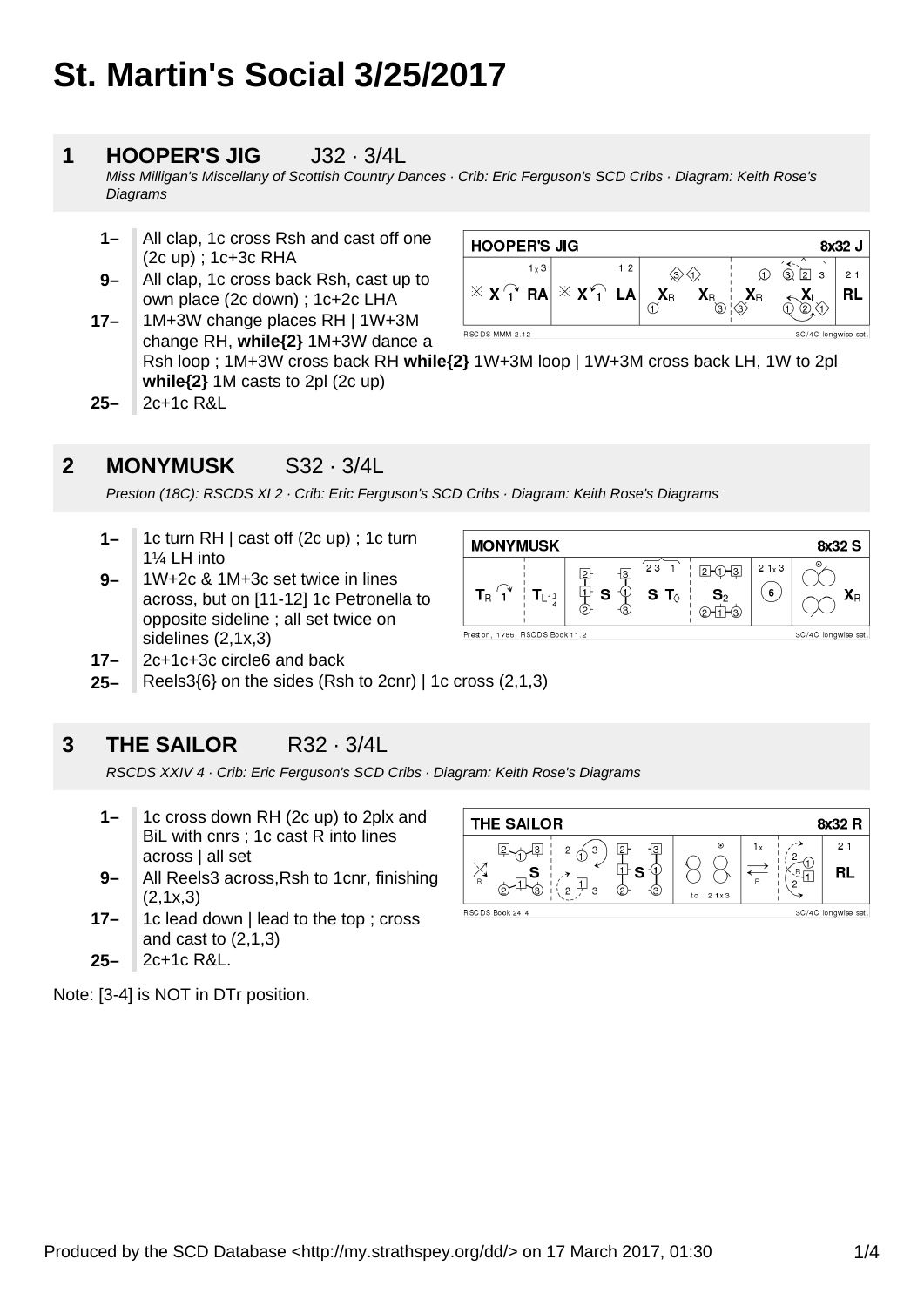# St. Martin's Social 3/25/2017

## 1 HOOPER'S JIG J32 · 3/4L

*Miss Milligan's Miscellany of Scottish Country Dances · Crib: Eric Ferguson's SCD Cribs · Diagram: Keith Rose's Diagrams*

- **1–** All clap, 1c cross Rsh and cast off one (2c up) ; 1c+3c RHA
- **9–** All clap, 1c cross back Rsh, cast up to own place (2c down) ; 1c+2c LHA
- **17–** 1M+3W change places RH | 1W+3M change RH, **while{2}** 1M+3W dance a Rsh loop ; 1M+3W cross back RH **while{2}** 1W+3M loop | 1W+3M cross back LH, 1W to 2pl **while{2}** 1M casts to 2pl (2c up)
- **25–** 2c+1c R&L

## 2 MONYMUSK S32 · 3/4L

*Preston (18C): RSCDS XI 2 · Crib: Eric Ferguson's SCD Cribs · Diagram: Keith Rose's Diagrams*

- **1–** 1c turn RH | cast off (2c up) ; 1c turn 1¼ LH into
- **9–** 1W+2c & 1M+3c set twice in lines across, but on [11-12] 1c Petronella to opposite sideline ; all set twice on sidelines (2,1x,3)
- **17–** 2c+1c+3c circle6 and back
- **25–** Reels3{6} on the sides (Rsh to 2cnr) | 1c cross (2,1,3)

## 3 THE SAILOR R32 · 3/4L

*RSCDS XXIV 4 · Crib: Eric Ferguson's SCD Cribs · Diagram: Keith Rose's Diagrams*

- **1–** 1c cross down RH (2c up) to 2plx and BiL with cnrs ; 1c cast R into lines across | all set
- **9–** All Reels3 across,Rsh to 1cnr, finishing (2,1x,3)
- **17–** 1c lead down | lead to the top ; cross and cast to (2,1,3)
- **25–** 2c+1c R&L.

Note: [3-4] is NOT in DTr position.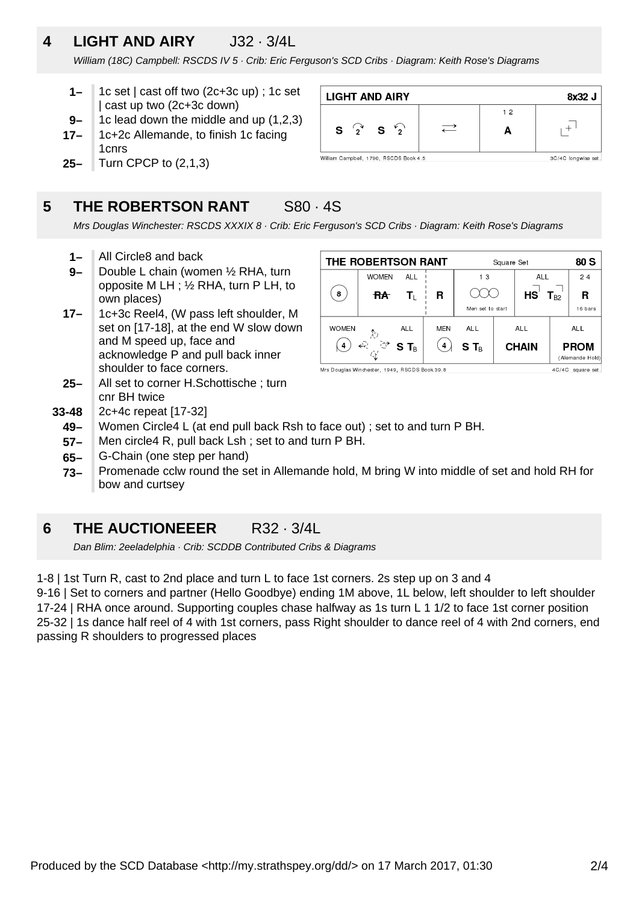## 4 LIGHT AND AIRY J32 · 3/4L

*William (18C) Campbell: RSCDS IV 5 · Crib: Eric Ferguson's SCD Cribs · Diagram: Keith Rose's Diagrams*

- **1–** 1c set | cast off two (2c+3c up) ; 1c set | cast up two (2c+3c down)
- **9–** 1c lead down the middle and up (1,2,3)
- **17–** 1c+2c Allemande, to finish 1c facing 1cnrs
- **25–** Turn CPCP to (2,1,3)

| LIGHT AND AIRY | | | 8x32 J |
|---|---|---|---|
| S 2 S 2 | ⇄ | 1 2 A | |
| William Campbell, 1790, RSCDS Book 4.5 | | | 3C/4C longwise set. |

## 5 THE ROBERTSON RANT S80 · 4S

*Mrs Douglas Winchester: RSCDS XXXIX 8 · Crib: Eric Ferguson's SCD Cribs · Diagram: Keith Rose's Diagrams*

- **1–** All Circle8 and back
- **9–** Double L chain (women ½ RHA, turn opposite M LH ; ½ RHA, turn P LH, to own places)
- **17–** 1c+3c Reel4, (W pass left shoulder, M set on [17-18], at the end W slow down and M speed up, face and acknowledge P and pull back inner shoulder to face corners.
- **25–** All set to corner H.Schottische ; turn cnr BH twice
- **33-48** 2c+4c repeat [17-32]
- **49–** Women Circle4 L (at end pull back Rsh to face out) ; set to and turn P BH.
- **57–** Men circle4 R, pull back Lsh ; set to and turn P BH.
- **65–** G-Chain (one step per hand)
- **73–** Promenade cclw round the set in Allemande hold, M bring W into middle of set and hold RH for bow and curtsey

| THE ROBERTSON RANT | | | Square Set | | | 80 S |
|---|---|---|---|---|---|---|
| 8 | WOMEN RA | ALL $T_L$ | R | 1 3 (reel) Men set to start | ALL HS $T_{B2}$ | 2 4 R 16 bars |
| WOMEN 4 | | ALL S $T_B$ | MEN 4 | ALL S $T_B$ | ALL CHAIN | ALL PROM (Allemande Hold) |
| Mrs Douglas Winchester, 1949, RSCDS Book 39.8 | | | | | | 4C/4C square set. |

## 6 THE AUCTIONEEER R32 · 3/4L

*Dan Blim: 2eeladelphia · Crib: SCDDB Contributed Cribs & Diagrams*

1-8 | 1st Turn R, cast to 2nd place and turn L to face 1st corners. 2s step up on 3 and 4
9-16 | Set to corners and partner (Hello Goodbye) ending 1M above, 1L below, left shoulder to left shoulder
17-24 | RHA once around. Supporting couples chase halfway as 1s turn L 1 1/2 to face 1st corner position
25-32 | 1s dance half reel of 4 with 1st corners, pass Right shoulder to dance reel of 4 with 2nd corners, end passing R shoulders to progressed places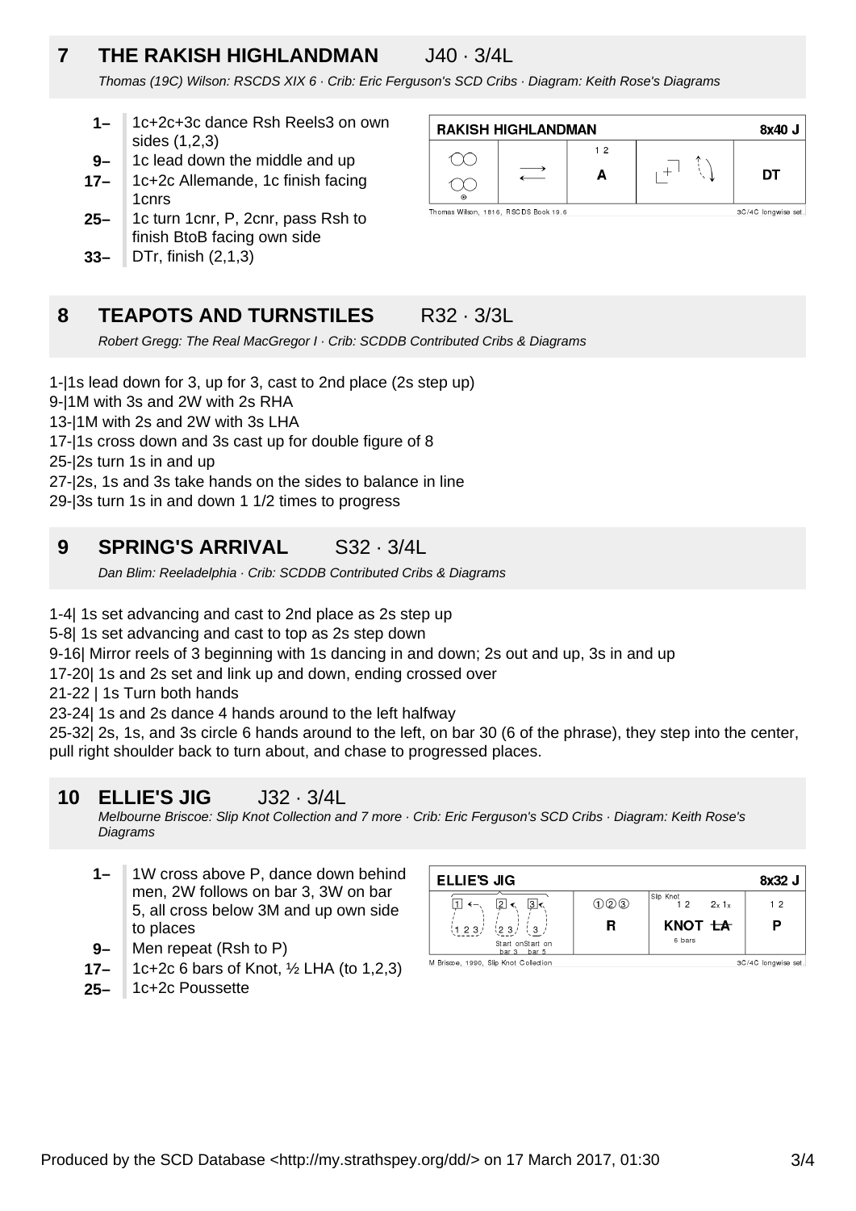## 7 THE RAKISH HIGHLANDMAN J40 · 3/4L

*Thomas (19C) Wilson: RSCDS XIX 6 · Crib: Eric Ferguson's SCD Cribs · Diagram: Keith Rose's Diagrams*

- **1–** 1c+2c+3c dance Rsh Reels3 on own sides (1,2,3)
- **9–** 1c lead down the middle and up
- **17–** 1c+2c Allemande, 1c finish facing 1cnrs
- **25–** 1c turn 1cnr, P, 2cnr, pass Rsh to finish BtoB facing own side
- **33–** DTr, finish (2,1,3)

RAKISH HIGHLANDMAN 8x40 J

Thomas Wilson, 1816, RSCDS Book 19.6 — 3C/4C longwise set.

## 8 TEAPOTS AND TURNSTILES R32 · 3/3L

*Robert Gregg: The Real MacGregor I · Crib: SCDDB Contributed Cribs & Diagrams*

1-|1s lead down for 3, up for 3, cast to 2nd place (2s step up)
9-|1M with 3s and 2W with 2s RHA
13-|1M with 2s and 2W with 3s LHA
17-|1s cross down and 3s cast up for double figure of 8
25-|2s turn 1s in and up
27-|2s, 1s and 3s take hands on the sides to balance in line
29-|3s turn 1s in and down 1 1/2 times to progress

## 9 SPRING'S ARRIVAL S32 · 3/4L

*Dan Blim: Reeladelphia · Crib: SCDDB Contributed Cribs & Diagrams*

1-4| 1s set advancing and cast to 2nd place as 2s step up
5-8| 1s set advancing and cast to top as 2s step down
9-16| Mirror reels of 3 beginning with 1s dancing in and down; 2s out and up, 3s in and up
17-20| 1s and 2s set and link up and down, ending crossed over
21-22 | 1s Turn both hands
23-24| 1s and 2s dance 4 hands around to the left halfway
25-32| 2s, 1s, and 3s circle 6 hands around to the left, on bar 30 (6 of the phrase), they step into the center, pull right shoulder back to turn about, and chase to progressed places.

## 10 ELLIE'S JIG J32 · 3/4L

*Melbourne Briscoe: Slip Knot Collection and 7 more · Crib: Eric Ferguson's SCD Cribs · Diagram: Keith Rose's Diagrams*

- **1–** 1W cross above P, dance down behind men, 2W follows on bar 3, 3W on bar 5, all cross below 3M and up own side to places
- **9–** Men repeat (Rsh to P)
- **17–** 1c+2c 6 bars of Knot, ½ LHA (to 1,2,3)
- **25–** 1c+2c Poussette

ELLIE'S JIG 8x32 J

M Briscoe, 1990, Slip Knot Collection — 3C/4C longwise set.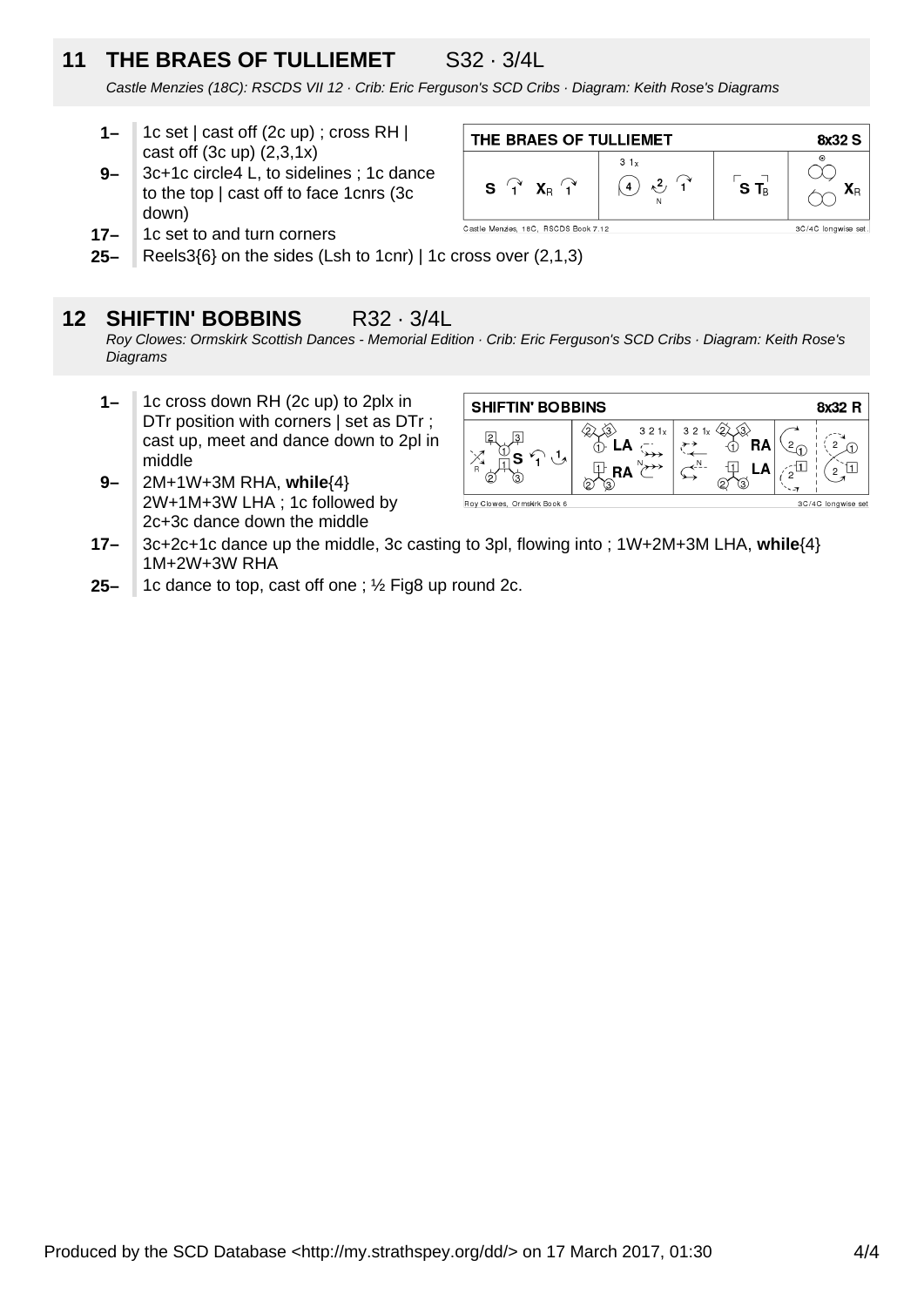## 11 THE BRAES OF TULLIEMET S32 · 3/4L

*Castle Menzies (18C): RSCDS VII 12 · Crib: Eric Ferguson's SCD Cribs · Diagram: Keith Rose's Diagrams*

- **1–** 1c set | cast off (2c up) ; cross RH | cast off (3c up) (2,3,1x)
- **9–** 3c+1c circle4 L, to sidelines ; 1c dance to the top | cast off to face 1cnrs (3c down)
- **17–** 1c set to and turn corners
- **25–** Reels3{6} on the sides (Lsh to 1cnr) | 1c cross over (2,1,3)

THE BRAES OF TULLIEMET 8x32 S

Castle Menzies, 18C, RSCDS Book 7.12 3C/4C longwise set.

## 12 SHIFTIN' BOBBINS R32 · 3/4L

*Roy Clowes: Ormskirk Scottish Dances - Memorial Edition · Crib: Eric Ferguson's SCD Cribs · Diagram: Keith Rose's Diagrams*

- **1–** 1c cross down RH (2c up) to 2plx in DTr position with corners | set as DTr ; cast up, meet and dance down to 2pl in middle
- **9–** 2M+1W+3M RHA, **while**{4} 2W+1M+3W LHA ; 1c followed by 2c+3c dance down the middle
- **17–** 3c+2c+1c dance up the middle, 3c casting to 3pl, flowing into ; 1W+2M+3M LHA, **while**{4} 1M+2W+3W RHA
- **25–** 1c dance to top, cast off one ; ½ Fig8 up round 2c.

SHIFTIN' BOBBINS 8x32 R

Roy Clowes, Ormskirk Book 6 3C/4C longwise set

Produced by the SCD Database <http://my.strathspey.org/dd/> on 17 March 2017, 01:30